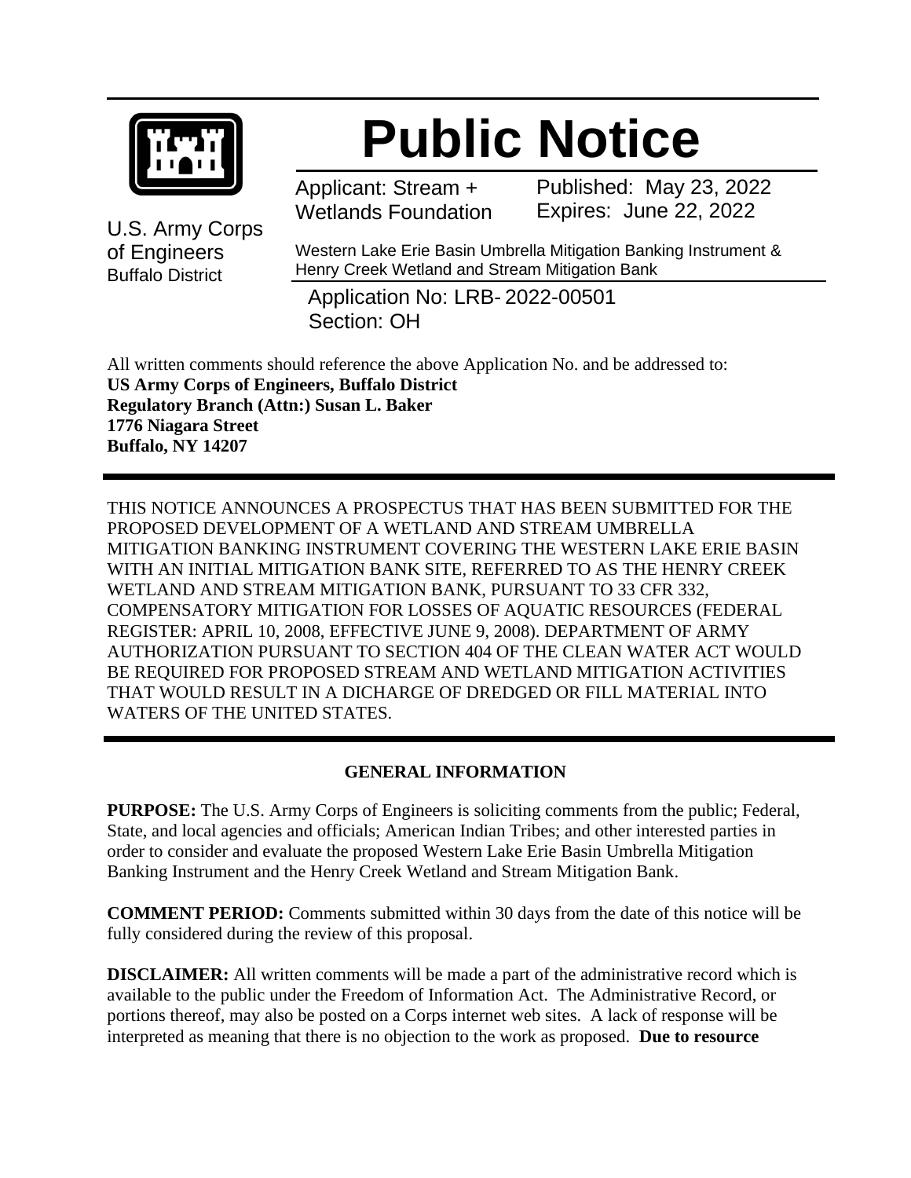# Public Notice

U.S. Army Corps of Engineers
Buffalo District

Applicant: Stream + Wetlands Foundation

Published: May 23, 2022
Expires: June 22, 2022

Western Lake Erie Basin Umbrella Mitigation Banking Instrument & Henry Creek Wetland and Stream Mitigation Bank

Application No: LRB- 2022-00501
Section: OH

All written comments should reference the above Application No. and be addressed to:
**US Army Corps of Engineers, Buffalo District**
**Regulatory Branch (Attn:) Susan L. Baker**
**1776 Niagara Street**
**Buffalo, NY 14207**

---

THIS NOTICE ANNOUNCES A PROSPECTUS THAT HAS BEEN SUBMITTED FOR THE PROPOSED DEVELOPMENT OF A WETLAND AND STREAM UMBRELLA MITIGATION BANKING INSTRUMENT COVERING THE WESTERN LAKE ERIE BASIN WITH AN INITIAL MITIGATION BANK SITE, REFERRED TO AS THE HENRY CREEK WETLAND AND STREAM MITIGATION BANK, PURSUANT TO 33 CFR 332, COMPENSATORY MITIGATION FOR LOSSES OF AQUATIC RESOURCES (FEDERAL REGISTER: APRIL 10, 2008, EFFECTIVE JUNE 9, 2008). DEPARTMENT OF ARMY AUTHORIZATION PURSUANT TO SECTION 404 OF THE CLEAN WATER ACT WOULD BE REQUIRED FOR PROPOSED STREAM AND WETLAND MITIGATION ACTIVITIES THAT WOULD RESULT IN A DICHARGE OF DREDGED OR FILL MATERIAL INTO WATERS OF THE UNITED STATES.

---

## GENERAL INFORMATION

**PURPOSE:** The U.S. Army Corps of Engineers is soliciting comments from the public; Federal, State, and local agencies and officials; American Indian Tribes; and other interested parties in order to consider and evaluate the proposed Western Lake Erie Basin Umbrella Mitigation Banking Instrument and the Henry Creek Wetland and Stream Mitigation Bank.

**COMMENT PERIOD:** Comments submitted within 30 days from the date of this notice will be fully considered during the review of this proposal.

**DISCLAIMER:** All written comments will be made a part of the administrative record which is available to the public under the Freedom of Information Act. The Administrative Record, or portions thereof, may also be posted on a Corps internet web sites. A lack of response will be interpreted as meaning that there is no objection to the work as proposed. **Due to resource**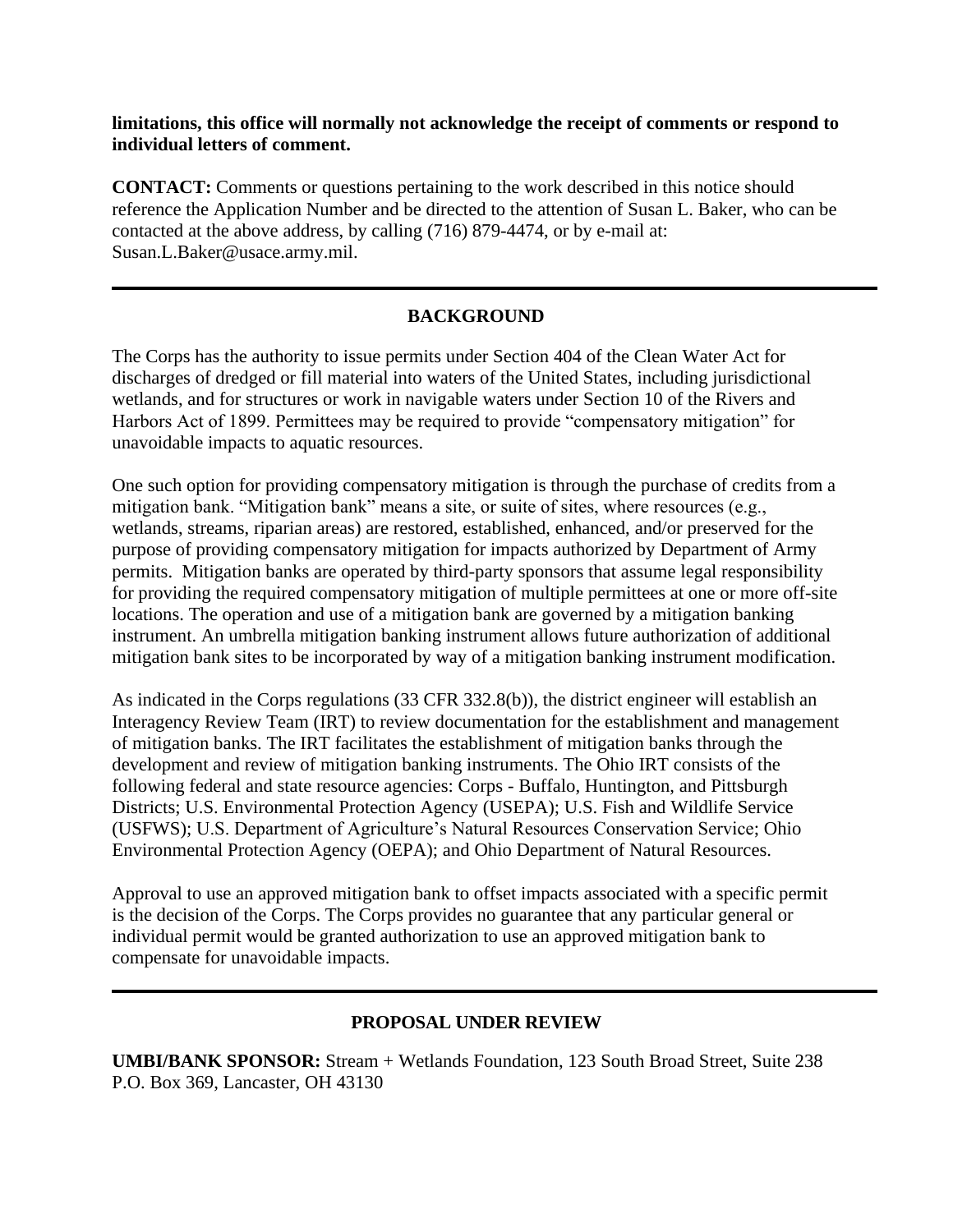**limitations, this office will normally not acknowledge the receipt of comments or respond to individual letters of comment.**

**CONTACT:** Comments or questions pertaining to the work described in this notice should reference the Application Number and be directed to the attention of Susan L. Baker, who can be contacted at the above address, by calling (716) 879-4474, or by e-mail at: Susan.L.Baker@usace.army.mil.

---

## BACKGROUND

The Corps has the authority to issue permits under Section 404 of the Clean Water Act for discharges of dredged or fill material into waters of the United States, including jurisdictional wetlands, and for structures or work in navigable waters under Section 10 of the Rivers and Harbors Act of 1899. Permittees may be required to provide "compensatory mitigation" for unavoidable impacts to aquatic resources.

One such option for providing compensatory mitigation is through the purchase of credits from a mitigation bank. "Mitigation bank" means a site, or suite of sites, where resources (e.g., wetlands, streams, riparian areas) are restored, established, enhanced, and/or preserved for the purpose of providing compensatory mitigation for impacts authorized by Department of Army permits. Mitigation banks are operated by third-party sponsors that assume legal responsibility for providing the required compensatory mitigation of multiple permittees at one or more off-site locations. The operation and use of a mitigation bank are governed by a mitigation banking instrument. An umbrella mitigation banking instrument allows future authorization of additional mitigation bank sites to be incorporated by way of a mitigation banking instrument modification.

As indicated in the Corps regulations (33 CFR 332.8(b)), the district engineer will establish an Interagency Review Team (IRT) to review documentation for the establishment and management of mitigation banks. The IRT facilitates the establishment of mitigation banks through the development and review of mitigation banking instruments. The Ohio IRT consists of the following federal and state resource agencies: Corps - Buffalo, Huntington, and Pittsburgh Districts; U.S. Environmental Protection Agency (USEPA); U.S. Fish and Wildlife Service (USFWS); U.S. Department of Agriculture's Natural Resources Conservation Service; Ohio Environmental Protection Agency (OEPA); and Ohio Department of Natural Resources.

Approval to use an approved mitigation bank to offset impacts associated with a specific permit is the decision of the Corps. The Corps provides no guarantee that any particular general or individual permit would be granted authorization to use an approved mitigation bank to compensate for unavoidable impacts.

---

## PROPOSAL UNDER REVIEW

**UMBI/BANK SPONSOR:** Stream + Wetlands Foundation, 123 South Broad Street, Suite 238 P.O. Box 369, Lancaster, OH 43130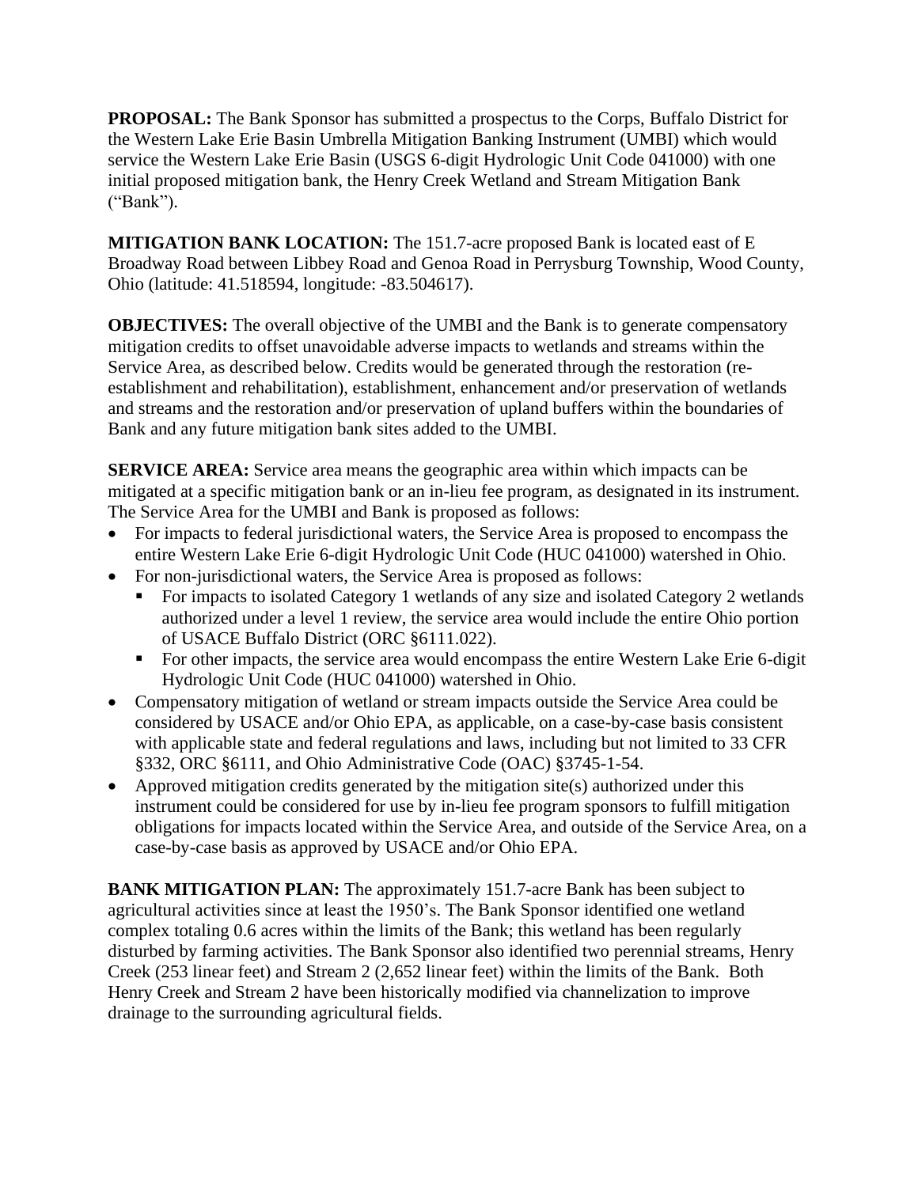**PROPOSAL:** The Bank Sponsor has submitted a prospectus to the Corps, Buffalo District for the Western Lake Erie Basin Umbrella Mitigation Banking Instrument (UMBI) which would service the Western Lake Erie Basin (USGS 6-digit Hydrologic Unit Code 041000) with one initial proposed mitigation bank, the Henry Creek Wetland and Stream Mitigation Bank ("Bank").

**MITIGATION BANK LOCATION:** The 151.7-acre proposed Bank is located east of E Broadway Road between Libbey Road and Genoa Road in Perrysburg Township, Wood County, Ohio (latitude: 41.518594, longitude: -83.504617).

**OBJECTIVES:** The overall objective of the UMBI and the Bank is to generate compensatory mitigation credits to offset unavoidable adverse impacts to wetlands and streams within the Service Area, as described below. Credits would be generated through the restoration (re-establishment and rehabilitation), establishment, enhancement and/or preservation of wetlands and streams and the restoration and/or preservation of upland buffers within the boundaries of Bank and any future mitigation bank sites added to the UMBI.

**SERVICE AREA:** Service area means the geographic area within which impacts can be mitigated at a specific mitigation bank or an in-lieu fee program, as designated in its instrument. The Service Area for the UMBI and Bank is proposed as follows:

- For impacts to federal jurisdictional waters, the Service Area is proposed to encompass the entire Western Lake Erie 6-digit Hydrologic Unit Code (HUC 041000) watershed in Ohio.
- For non-jurisdictional waters, the Service Area is proposed as follows:
  - For impacts to isolated Category 1 wetlands of any size and isolated Category 2 wetlands authorized under a level 1 review, the service area would include the entire Ohio portion of USACE Buffalo District (ORC §6111.022).
  - For other impacts, the service area would encompass the entire Western Lake Erie 6-digit Hydrologic Unit Code (HUC 041000) watershed in Ohio.
- Compensatory mitigation of wetland or stream impacts outside the Service Area could be considered by USACE and/or Ohio EPA, as applicable, on a case-by-case basis consistent with applicable state and federal regulations and laws, including but not limited to 33 CFR §332, ORC §6111, and Ohio Administrative Code (OAC) §3745-1-54.
- Approved mitigation credits generated by the mitigation site(s) authorized under this instrument could be considered for use by in-lieu fee program sponsors to fulfill mitigation obligations for impacts located within the Service Area, and outside of the Service Area, on a case-by-case basis as approved by USACE and/or Ohio EPA.

**BANK MITIGATION PLAN:** The approximately 151.7-acre Bank has been subject to agricultural activities since at least the 1950's. The Bank Sponsor identified one wetland complex totaling 0.6 acres within the limits of the Bank; this wetland has been regularly disturbed by farming activities. The Bank Sponsor also identified two perennial streams, Henry Creek (253 linear feet) and Stream 2 (2,652 linear feet) within the limits of the Bank. Both Henry Creek and Stream 2 have been historically modified via channelization to improve drainage to the surrounding agricultural fields.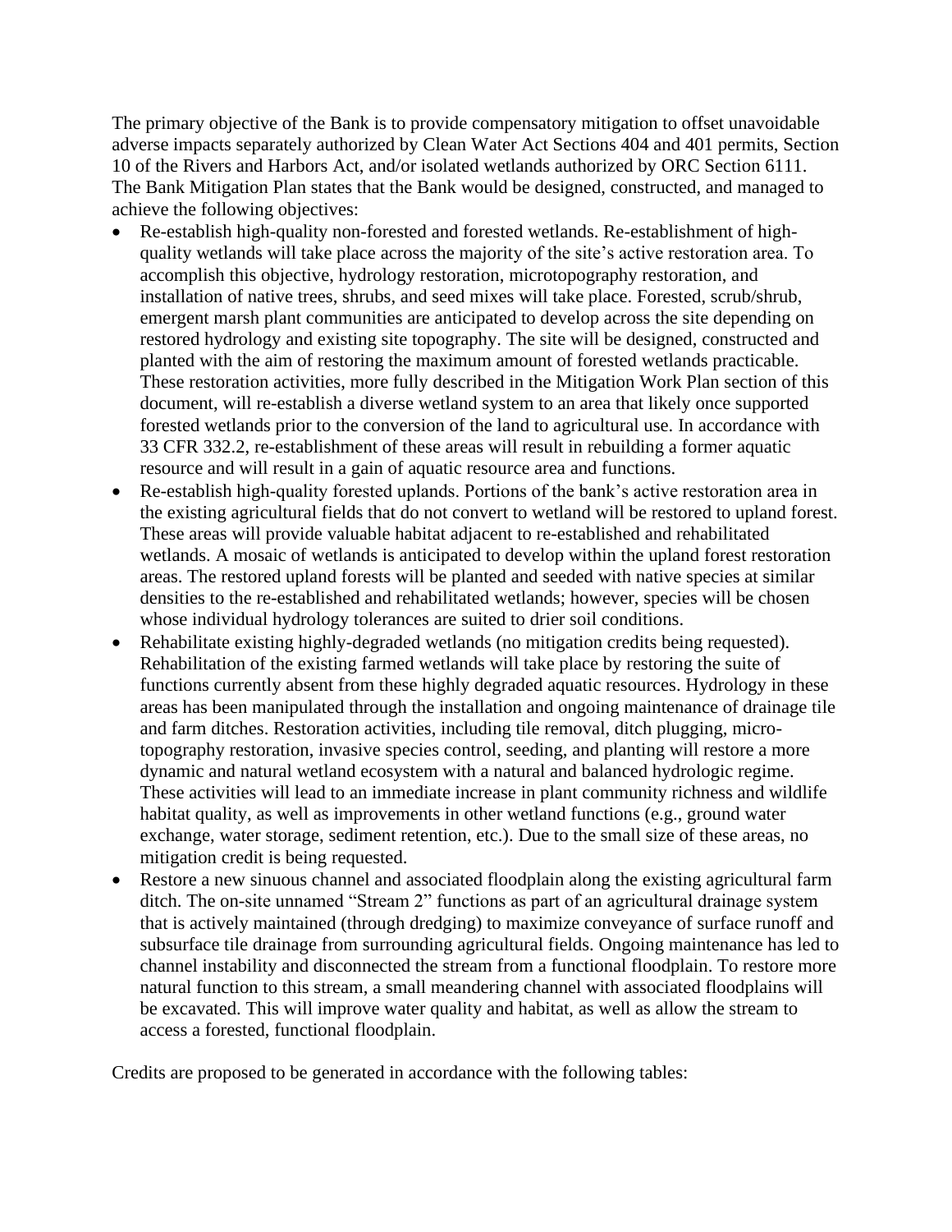The primary objective of the Bank is to provide compensatory mitigation to offset unavoidable adverse impacts separately authorized by Clean Water Act Sections 404 and 401 permits, Section 10 of the Rivers and Harbors Act, and/or isolated wetlands authorized by ORC Section 6111. The Bank Mitigation Plan states that the Bank would be designed, constructed, and managed to achieve the following objectives:

- Re-establish high-quality non-forested and forested wetlands. Re-establishment of high-quality wetlands will take place across the majority of the site's active restoration area. To accomplish this objective, hydrology restoration, microtopography restoration, and installation of native trees, shrubs, and seed mixes will take place. Forested, scrub/shrub, emergent marsh plant communities are anticipated to develop across the site depending on restored hydrology and existing site topography. The site will be designed, constructed and planted with the aim of restoring the maximum amount of forested wetlands practicable. These restoration activities, more fully described in the Mitigation Work Plan section of this document, will re-establish a diverse wetland system to an area that likely once supported forested wetlands prior to the conversion of the land to agricultural use. In accordance with 33 CFR 332.2, re-establishment of these areas will result in rebuilding a former aquatic resource and will result in a gain of aquatic resource area and functions.
- Re-establish high-quality forested uplands. Portions of the bank's active restoration area in the existing agricultural fields that do not convert to wetland will be restored to upland forest. These areas will provide valuable habitat adjacent to re-established and rehabilitated wetlands. A mosaic of wetlands is anticipated to develop within the upland forest restoration areas. The restored upland forests will be planted and seeded with native species at similar densities to the re-established and rehabilitated wetlands; however, species will be chosen whose individual hydrology tolerances are suited to drier soil conditions.
- Rehabilitate existing highly-degraded wetlands (no mitigation credits being requested). Rehabilitation of the existing farmed wetlands will take place by restoring the suite of functions currently absent from these highly degraded aquatic resources. Hydrology in these areas has been manipulated through the installation and ongoing maintenance of drainage tile and farm ditches. Restoration activities, including tile removal, ditch plugging, micro-topography restoration, invasive species control, seeding, and planting will restore a more dynamic and natural wetland ecosystem with a natural and balanced hydrologic regime. These activities will lead to an immediate increase in plant community richness and wildlife habitat quality, as well as improvements in other wetland functions (e.g., ground water exchange, water storage, sediment retention, etc.). Due to the small size of these areas, no mitigation credit is being requested.
- Restore a new sinuous channel and associated floodplain along the existing agricultural farm ditch. The on-site unnamed "Stream 2" functions as part of an agricultural drainage system that is actively maintained (through dredging) to maximize conveyance of surface runoff and subsurface tile drainage from surrounding agricultural fields. Ongoing maintenance has led to channel instability and disconnected the stream from a functional floodplain. To restore more natural function to this stream, a small meandering channel with associated floodplains will be excavated. This will improve water quality and habitat, as well as allow the stream to access a forested, functional floodplain.

Credits are proposed to be generated in accordance with the following tables: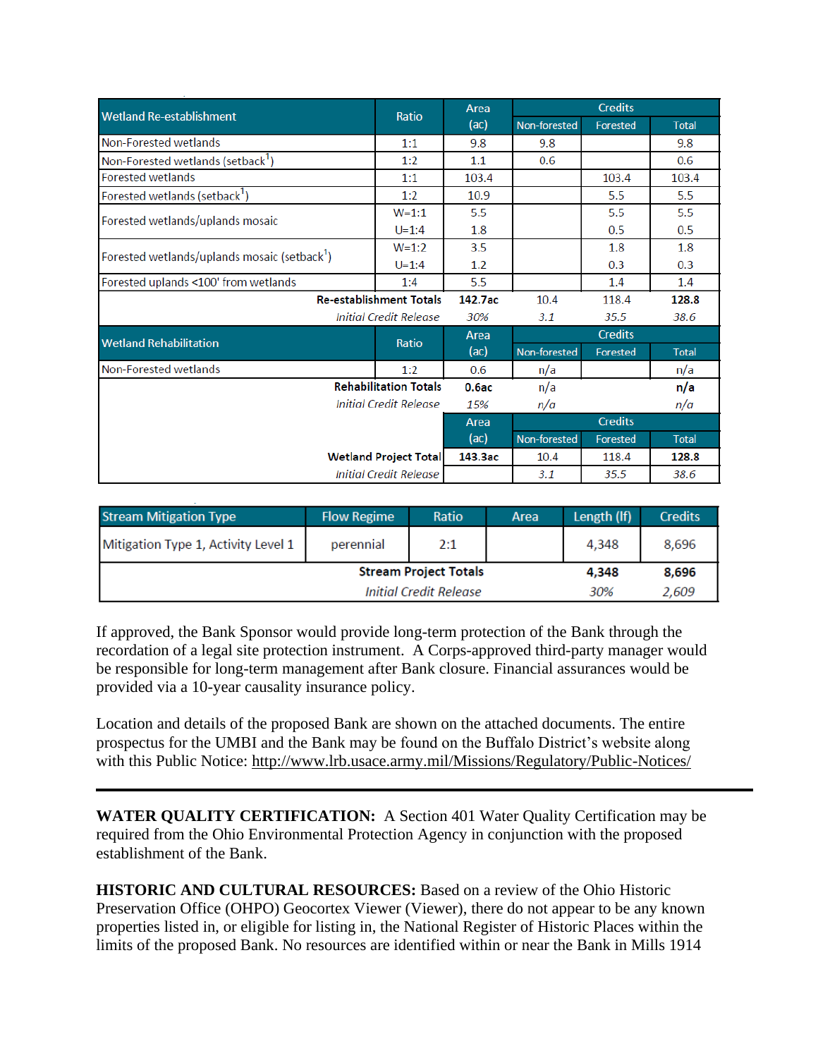| Wetland Re-establishment | Ratio | Area (ac) | Credits | | |
|---|---|---|---|---|---|
| | | | Non-forested | Forested | Total |
| Non-Forested wetlands | 1:1 | 9.8 | 9.8 | | 9.8 |
| Non-Forested wetlands (setback[1]) | 1:2 | 1.1 | 0.6 | | 0.6 |
| Forested wetlands | 1:1 | 103.4 | | 103.4 | 103.4 |
| Forested wetlands (setback[1]) | 1:2 | 10.9 | | 5.5 | 5.5 |
| Forested wetlands/uplands mosaic | W=1:1 | 5.5 | | 5.5 | 5.5 |
| | U=1:4 | 1.8 | | 0.5 | 0.5 |
| Forested wetlands/uplands mosaic (setback[1]) | W=1:2 | 3.5 | | 1.8 | 1.8 |
| | U=1:4 | 1.2 | | 0.3 | 0.3 |
| Forested uplands <100' from wetlands | 1:4 | 5.5 | | 1.4 | 1.4 |
| **Re-establishment Totals** | | **142.7ac** | 10.4 | 118.4 | **128.8** |
| *Initial Credit Release* | | *30%* | *3.1* | *35.5* | *38.6* |
| **Wetland Rehabilitation** | **Ratio** | **Area (ac)** | **Non-forested** | **Forested** | **Total** |
| Non-Forested wetlands | 1:2 | 0.6 | n/a | | n/a |
| **Rehabilitation Totals** | | **0.6ac** | n/a | | **n/a** |
| *Initial Credit Release* | | *15%* | *n/a* | | *n/a* |
| | | **Area (ac)** | **Non-forested** | **Forested** | **Total** |
| **Wetland Project Total** | | **143.3ac** | 10.4 | 118.4 | **128.8** |
| *Initial Credit Release* | | | *3.1* | *35.5* | *38.6* |

| Stream Mitigation Type | Flow Regime | Ratio | Area | Length (lf) | Credits |
|---|---|---|---|---|---|
| Mitigation Type 1, Activity Level 1 | perennial | 2:1 | | 4,348 | 8,696 |
| **Stream Project Totals** | | | | **4,348** | **8,696** |
| *Initial Credit Release* | | | | *30%* | *2,609* |

If approved, the Bank Sponsor would provide long-term protection of the Bank through the recordation of a legal site protection instrument. A Corps-approved third-party manager would be responsible for long-term management after Bank closure. Financial assurances would be provided via a 10-year causality insurance policy.

Location and details of the proposed Bank are shown on the attached documents. The entire prospectus for the UMBI and the Bank may be found on the Buffalo District's website along with this Public Notice: http://www.lrb.usace.army.mil/Missions/Regulatory/Public-Notices/

---

**WATER QUALITY CERTIFICATION:** A Section 401 Water Quality Certification may be required from the Ohio Environmental Protection Agency in conjunction with the proposed establishment of the Bank.

**HISTORIC AND CULTURAL RESOURCES:** Based on a review of the Ohio Historic Preservation Office (OHPO) Geocortex Viewer (Viewer), there do not appear to be any known properties listed in, or eligible for listing in, the National Register of Historic Places within the limits of the proposed Bank. No resources are identified within or near the Bank in Mills 1914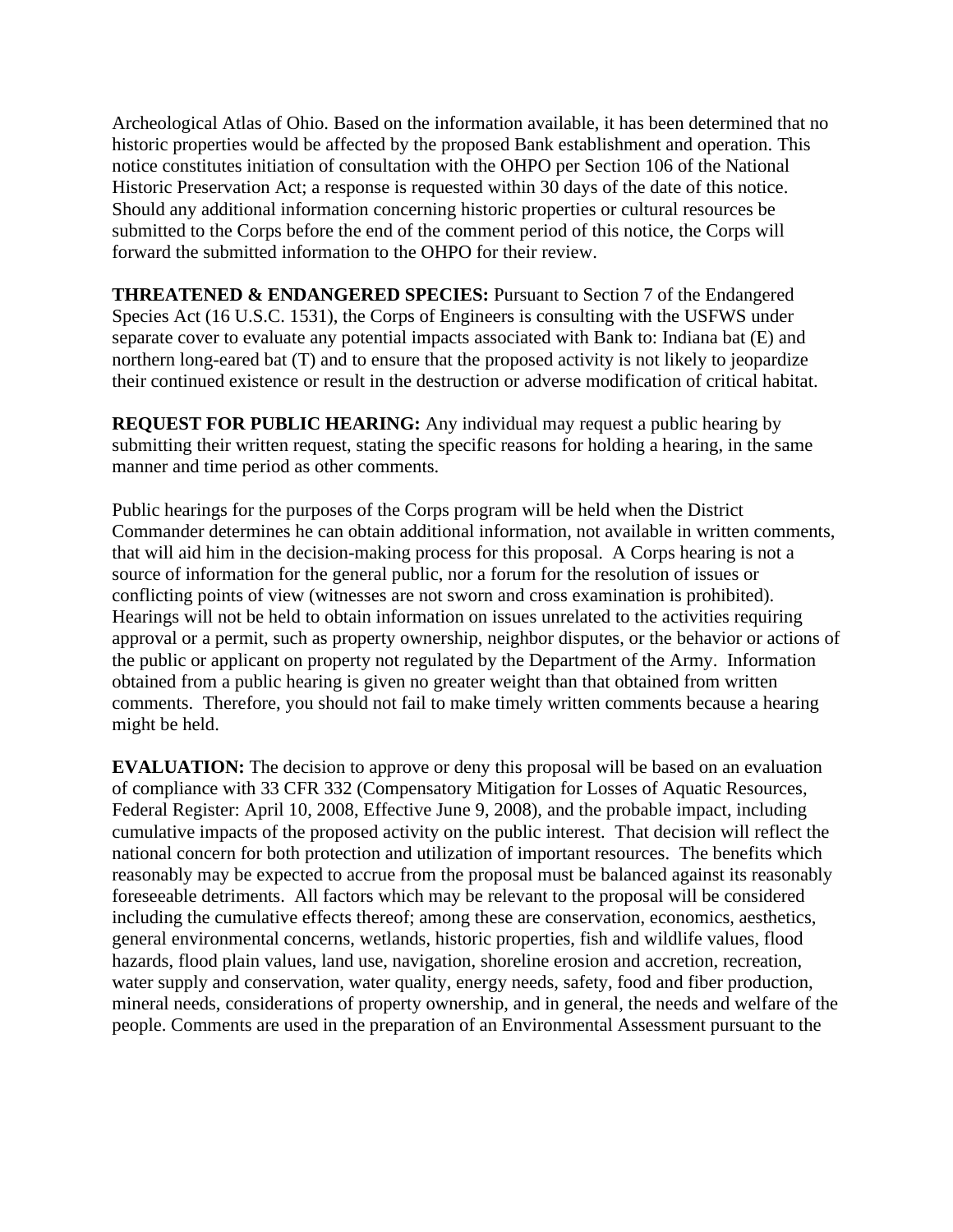Archeological Atlas of Ohio. Based on the information available, it has been determined that no historic properties would be affected by the proposed Bank establishment and operation. This notice constitutes initiation of consultation with the OHPO per Section 106 of the National Historic Preservation Act; a response is requested within 30 days of the date of this notice. Should any additional information concerning historic properties or cultural resources be submitted to the Corps before the end of the comment period of this notice, the Corps will forward the submitted information to the OHPO for their review.

**THREATENED & ENDANGERED SPECIES:** Pursuant to Section 7 of the Endangered Species Act (16 U.S.C. 1531), the Corps of Engineers is consulting with the USFWS under separate cover to evaluate any potential impacts associated with Bank to: Indiana bat (E) and northern long-eared bat (T) and to ensure that the proposed activity is not likely to jeopardize their continued existence or result in the destruction or adverse modification of critical habitat.

**REQUEST FOR PUBLIC HEARING:** Any individual may request a public hearing by submitting their written request, stating the specific reasons for holding a hearing, in the same manner and time period as other comments.

Public hearings for the purposes of the Corps program will be held when the District Commander determines he can obtain additional information, not available in written comments, that will aid him in the decision-making process for this proposal. A Corps hearing is not a source of information for the general public, nor a forum for the resolution of issues or conflicting points of view (witnesses are not sworn and cross examination is prohibited). Hearings will not be held to obtain information on issues unrelated to the activities requiring approval or a permit, such as property ownership, neighbor disputes, or the behavior or actions of the public or applicant on property not regulated by the Department of the Army. Information obtained from a public hearing is given no greater weight than that obtained from written comments. Therefore, you should not fail to make timely written comments because a hearing might be held.

**EVALUATION:** The decision to approve or deny this proposal will be based on an evaluation of compliance with 33 CFR 332 (Compensatory Mitigation for Losses of Aquatic Resources, Federal Register: April 10, 2008, Effective June 9, 2008), and the probable impact, including cumulative impacts of the proposed activity on the public interest. That decision will reflect the national concern for both protection and utilization of important resources. The benefits which reasonably may be expected to accrue from the proposal must be balanced against its reasonably foreseeable detriments. All factors which may be relevant to the proposal will be considered including the cumulative effects thereof; among these are conservation, economics, aesthetics, general environmental concerns, wetlands, historic properties, fish and wildlife values, flood hazards, flood plain values, land use, navigation, shoreline erosion and accretion, recreation, water supply and conservation, water quality, energy needs, safety, food and fiber production, mineral needs, considerations of property ownership, and in general, the needs and welfare of the people. Comments are used in the preparation of an Environmental Assessment pursuant to the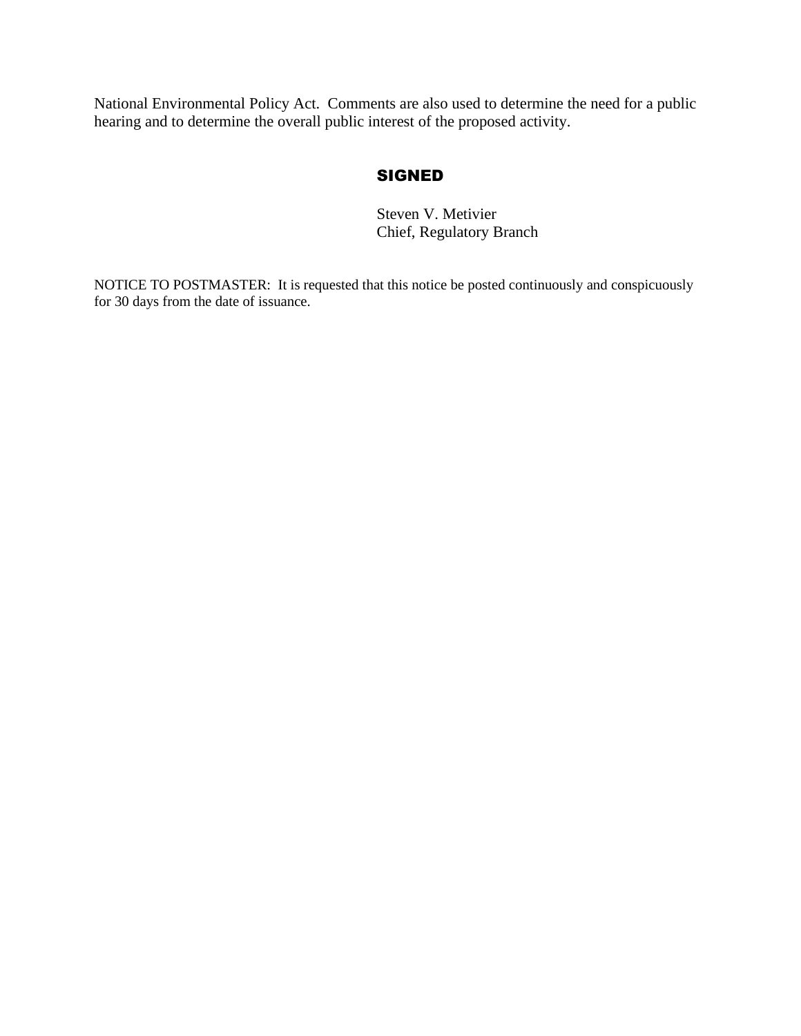National Environmental Policy Act. Comments are also used to determine the need for a public hearing and to determine the overall public interest of the proposed activity.

**SIGNED**

Steven V. Metivier
Chief, Regulatory Branch

NOTICE TO POSTMASTER: It is requested that this notice be posted continuously and conspicuously for 30 days from the date of issuance.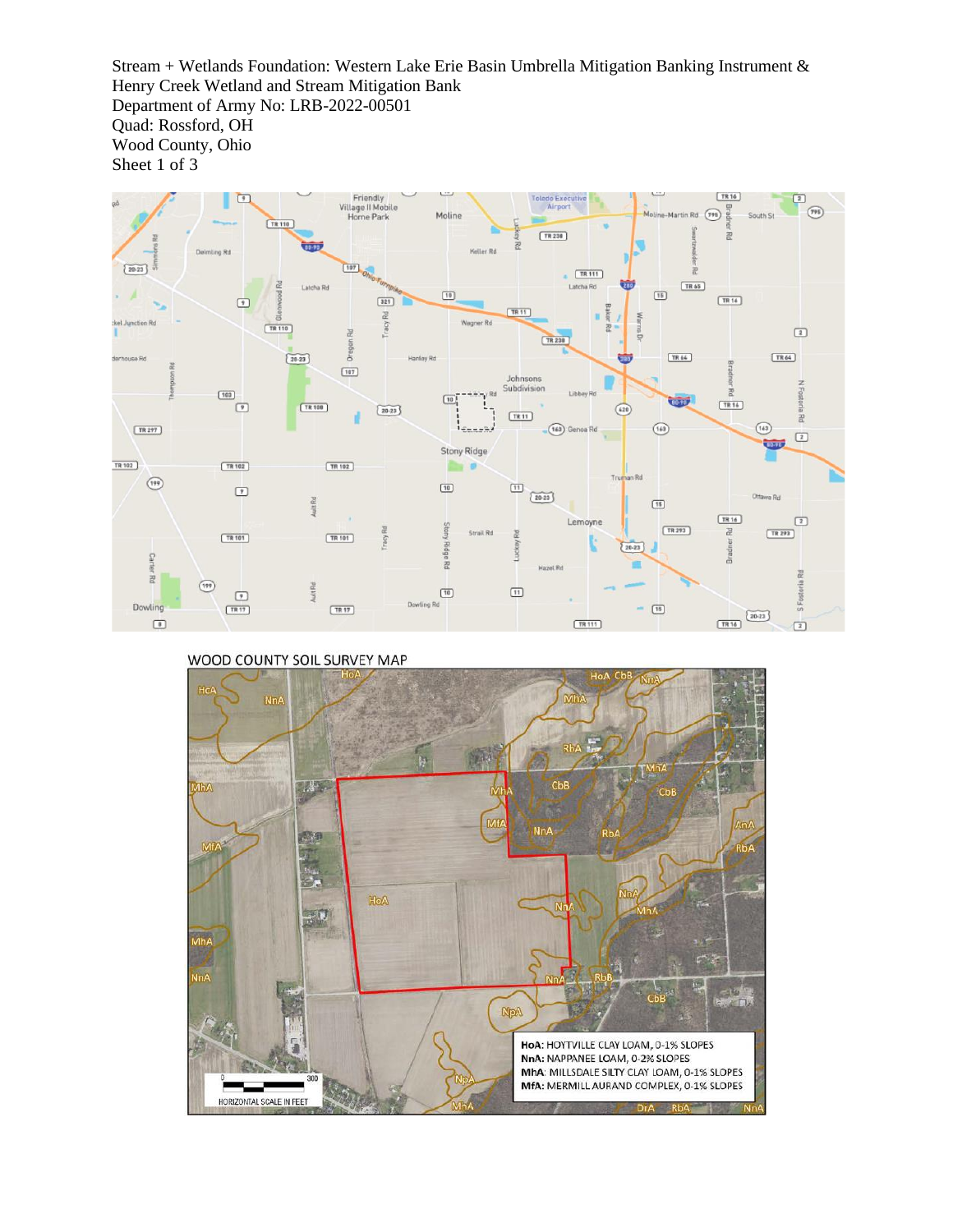Stream + Wetlands Foundation: Western Lake Erie Basin Umbrella Mitigation Banking Instrument &
Henry Creek Wetland and Stream Mitigation Bank
Department of Army No: LRB-2022-00501
Quad: Rossford, OH
Wood County, Ohio
Sheet 1 of 3

WOOD COUNTY SOIL SURVEY MAP

HoA: HOYTVILLE CLAY LOAM, 0-1% SLOPES
NnA: NAPPANEE LOAM, 0-2% SLOPES
MhA: MILLSDALE SILTY CLAY LOAM, 0-1% SLOPES
MfA: MERMILL AURAND COMPLEX, 0-1% SLOPES

0 300
HORIZONTAL SCALE IN FEET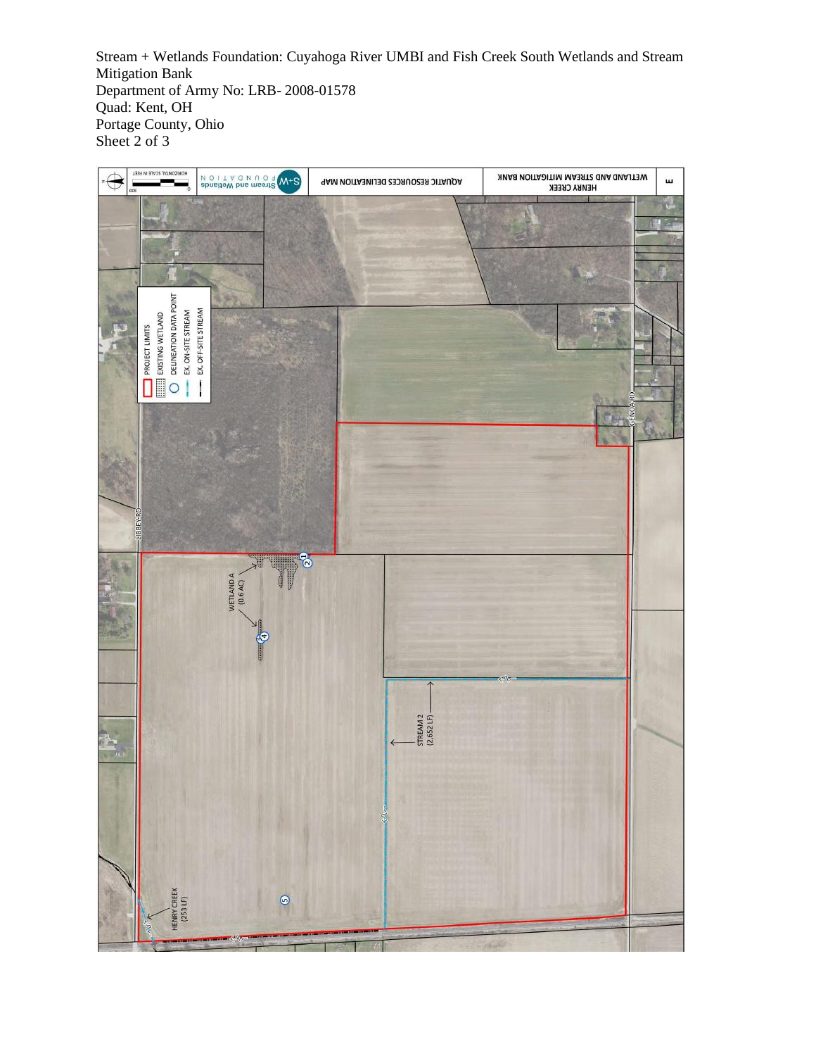Stream + Wetlands Foundation: Cuyahoga River UMBI and Fish Creek South Wetlands and Stream Mitigation Bank
Department of Army No: LRB- 2008-01578
Quad: Kent, OH
Portage County, Ohio
Sheet 2 of 3

HENRY CREEK WETLAND AND STREAM MITIGATION BANK

AQUATIC RESOURCES DELINEATION MAP

Stream and Wetlands FOUNDATION

HORIZONTAL SCALE IN FEET

0 300

PROJECT LIMITS

EXISTING WETLAND

DELINEATION DATA POINT

EX. ON-SITE STREAM

EX. OFF-SITE STREAM

LIBBEY RD

GENOA RD

WETLAND A (0.6 AC)

STREAM 2 (2,652 LF)

HENRY CREEK (253 LF)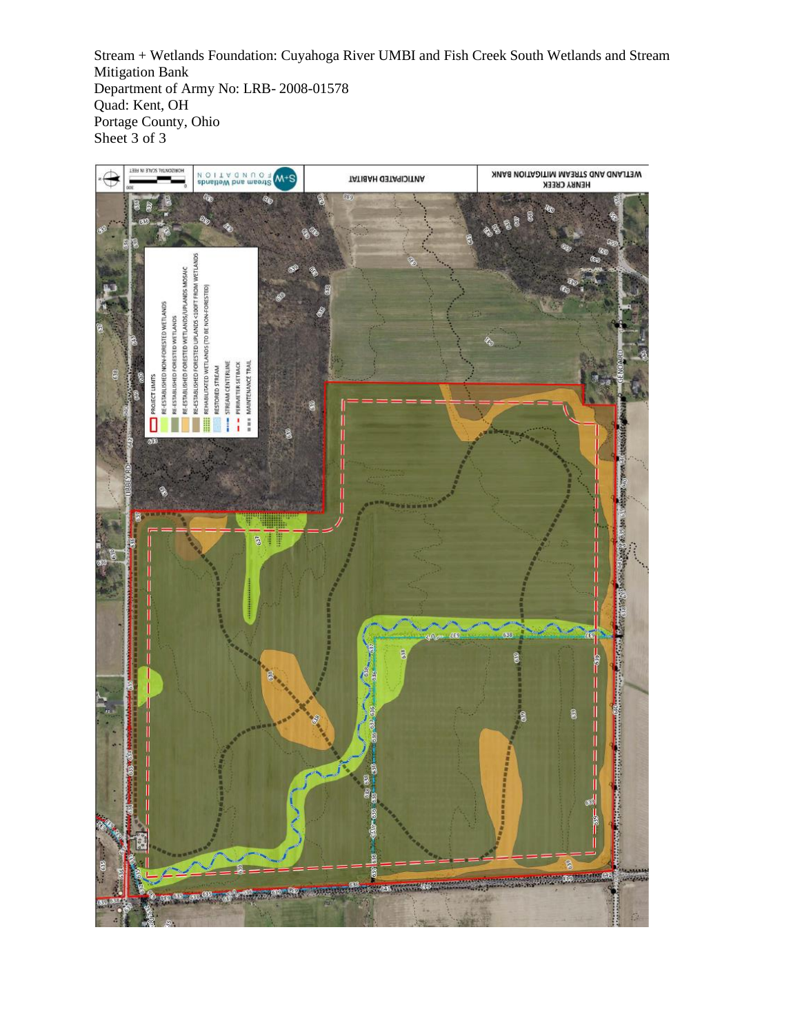Stream + Wetlands Foundation: Cuyahoga River UMBI and Fish Creek South Wetlands and Stream Mitigation Bank
Department of Army No: LRB- 2008-01578
Quad: Kent, OH
Portage County, Ohio
Sheet 3 of 3

WETLAND AND STREAM MITIGATION BANK
HENRY CREEK

ANTICIPATED HABITAT

Stream and Wetlands FOUNDATION

HORIZONTAL SCALE IN FEET

PROJECT LIMITS
RE-ESTABLISHED NON-FORESTED WETLANDS
RE-ESTABLISHED FORESTED WETLANDS
RE-ESTABLISHED FORESTED WETLANDS/UPLANDS MOSAIC
RE-ESTABLISHED FORESTED UPLANDS <100FT FROM WETLANDS
REHABILITATED WETLANDS (TO BE NON-FORESTED)
RESTORED STREAM
STREAM CENTERLINE
PERIMETER SETBACK
MAINTENANCE TRAIL

LIBBEY RD
GENOA RD